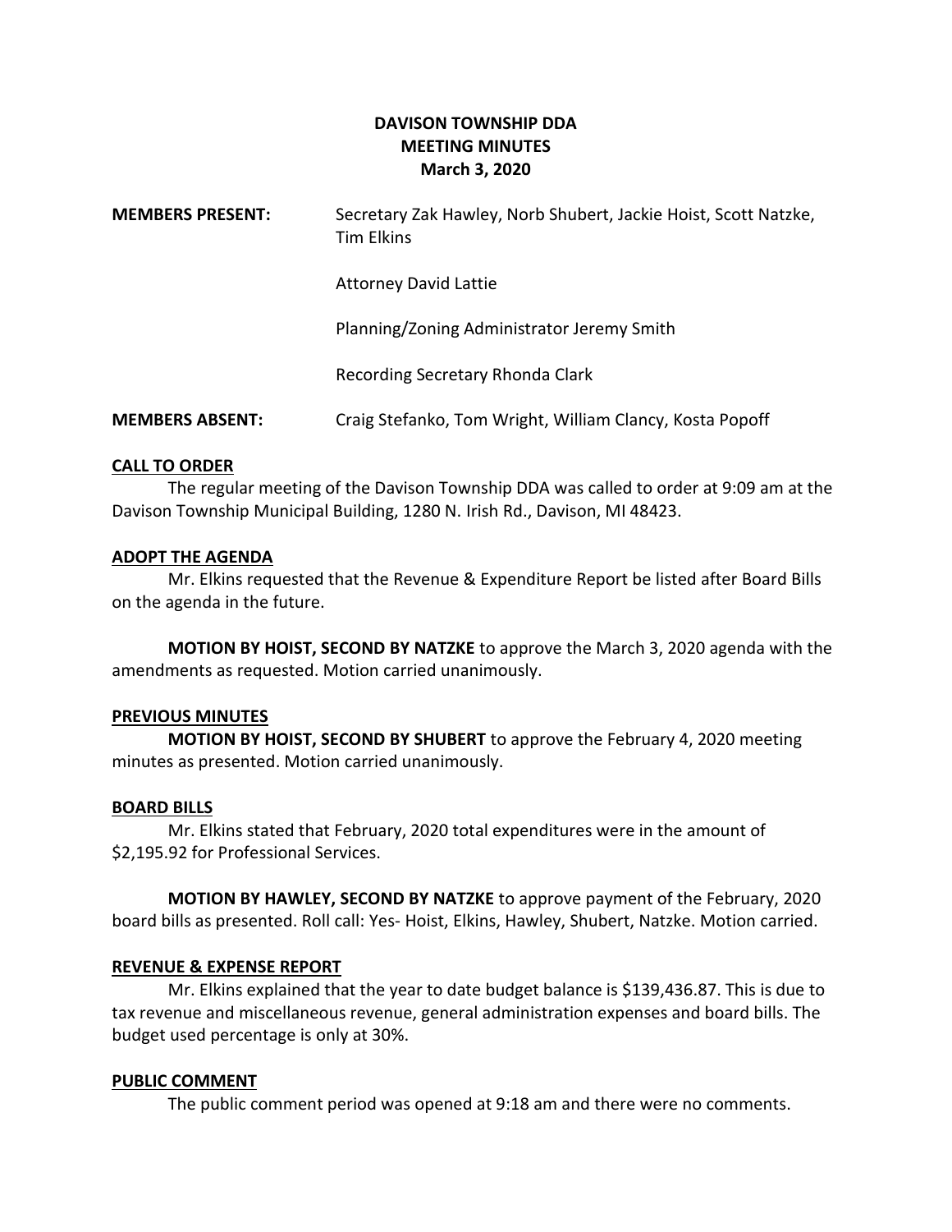# DAVISON TOWNSHIP DDA
## MEETING MINUTES
### March 3, 2020

| | |
|---|---|
| **MEMBERS PRESENT:** | Secretary Zak Hawley, Norb Shubert, Jackie Hoist, Scott Natzke, Tim Elkins |
| | Attorney David Lattie |
| | Planning/Zoning Administrator Jeremy Smith |
| | Recording Secretary Rhonda Clark |
| **MEMBERS ABSENT:** | Craig Stefanko, Tom Wright, William Clancy, Kosta Popoff |

**CALL TO ORDER**

The regular meeting of the Davison Township DDA was called to order at 9:09 am at the Davison Township Municipal Building, 1280 N. Irish Rd., Davison, MI 48423.

**ADOPT THE AGENDA**

Mr. Elkins requested that the Revenue & Expenditure Report be listed after Board Bills on the agenda in the future.

**MOTION BY HOIST, SECOND BY NATZKE** to approve the March 3, 2020 agenda with the amendments as requested. Motion carried unanimously.

**PREVIOUS MINUTES**

**MOTION BY HOIST, SECOND BY SHUBERT** to approve the February 4, 2020 meeting minutes as presented. Motion carried unanimously.

**BOARD BILLS**

Mr. Elkins stated that February, 2020 total expenditures were in the amount of $2,195.92 for Professional Services.

**MOTION BY HAWLEY, SECOND BY NATZKE** to approve payment of the February, 2020 board bills as presented. Roll call: Yes- Hoist, Elkins, Hawley, Shubert, Natzke. Motion carried.

**REVENUE & EXPENSE REPORT**

Mr. Elkins explained that the year to date budget balance is $139,436.87. This is due to tax revenue and miscellaneous revenue, general administration expenses and board bills. The budget used percentage is only at 30%.

**PUBLIC COMMENT**

The public comment period was opened at 9:18 am and there were no comments.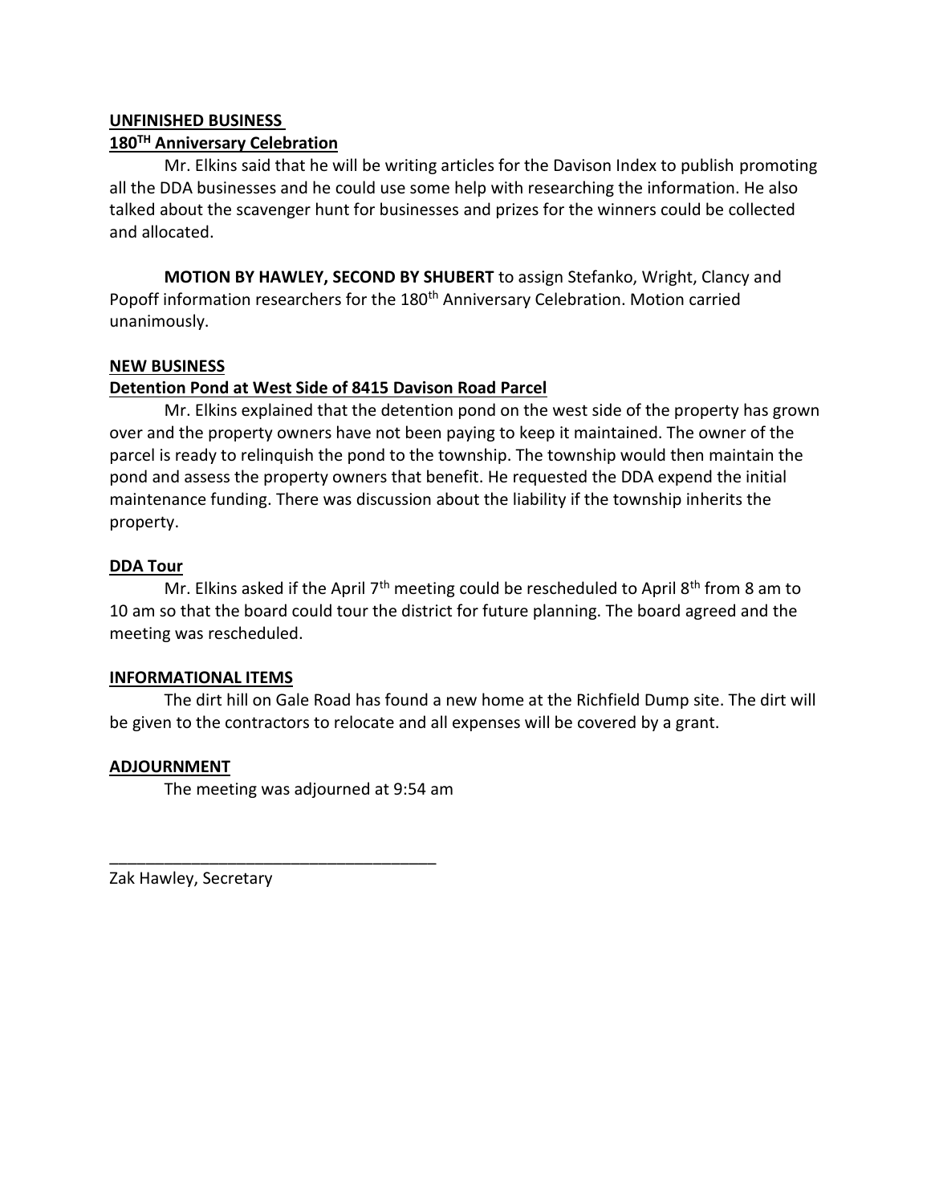## UNFINISHED BUSINESS

### 180TH Anniversary Celebration

Mr. Elkins said that he will be writing articles for the Davison Index to publish promoting all the DDA businesses and he could use some help with researching the information. He also talked about the scavenger hunt for businesses and prizes for the winners could be collected and allocated.

**MOTION BY HAWLEY, SECOND BY SHUBERT** to assign Stefanko, Wright, Clancy and Popoff information researchers for the 180th Anniversary Celebration. Motion carried unanimously.

## NEW BUSINESS

### Detention Pond at West Side of 8415 Davison Road Parcel

Mr. Elkins explained that the detention pond on the west side of the property has grown over and the property owners have not been paying to keep it maintained. The owner of the parcel is ready to relinquish the pond to the township. The township would then maintain the pond and assess the property owners that benefit. He requested the DDA expend the initial maintenance funding. There was discussion about the liability if the township inherits the property.

### DDA Tour

Mr. Elkins asked if the April 7th meeting could be rescheduled to April 8th from 8 am to 10 am so that the board could tour the district for future planning. The board agreed and the meeting was rescheduled.

## INFORMATIONAL ITEMS

The dirt hill on Gale Road has found a new home at the Richfield Dump site. The dirt will be given to the contractors to relocate and all expenses will be covered by a grant.

## ADJOURNMENT

The meeting was adjourned at 9:54 am

_____________________________________

Zak Hawley, Secretary